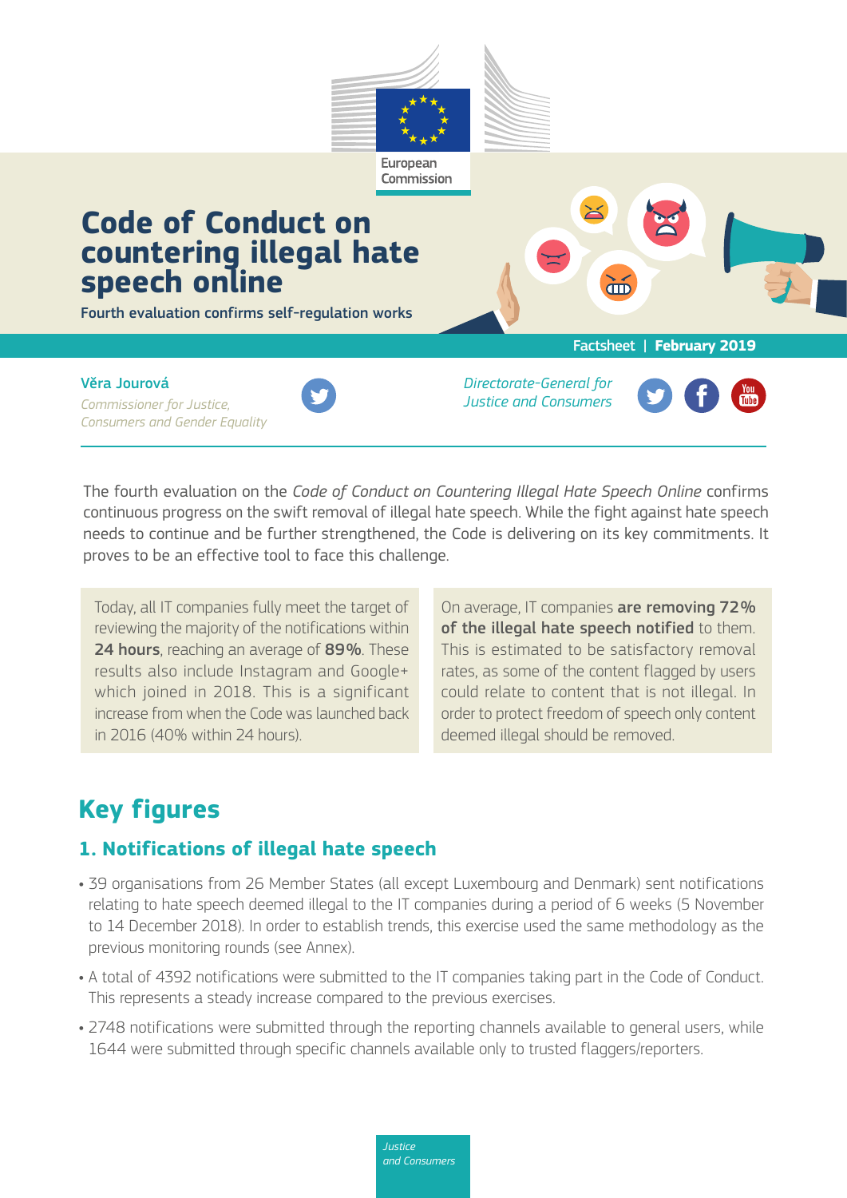European Commission

# Code of Conduct on countering illegal hate speech online

**Fourth evaluation confirms self-regulation works**

Factsheet | **February 2019**

**Věra Jourová**
*Commissioner for Justice, Consumers and Gender Equality*

*Directorate-General for Justice and Consumers*

The fourth evaluation on the *Code of Conduct on Countering Illegal Hate Speech Online* confirms continuous progress on the swift removal of illegal hate speech. While the fight against hate speech needs to continue and be further strengthened, the Code is delivering on its key commitments. It proves to be an effective tool to face this challenge.

Today, all IT companies fully meet the target of reviewing the majority of the notifications within **24 hours**, reaching an average of **89%**. These results also include Instagram and Google+ which joined in 2018. This is a significant increase from when the Code was launched back in 2016 (40% within 24 hours).

On average, IT companies **are removing 72% of the illegal hate speech notified** to them. This is estimated to be satisfactory removal rates, as some of the content flagged by users could relate to content that is not illegal. In order to protect freedom of speech only content deemed illegal should be removed.

## Key figures

### 1. Notifications of illegal hate speech

- 39 organisations from 26 Member States (all except Luxembourg and Denmark) sent notifications relating to hate speech deemed illegal to the IT companies during a period of 6 weeks (5 November to 14 December 2018). In order to establish trends, this exercise used the same methodology as the previous monitoring rounds (see Annex).
- A total of 4392 notifications were submitted to the IT companies taking part in the Code of Conduct. This represents a steady increase compared to the previous exercises.
- 2748 notifications were submitted through the reporting channels available to general users, while 1644 were submitted through specific channels available only to trusted flaggers/reporters.

*Justice and Consumers*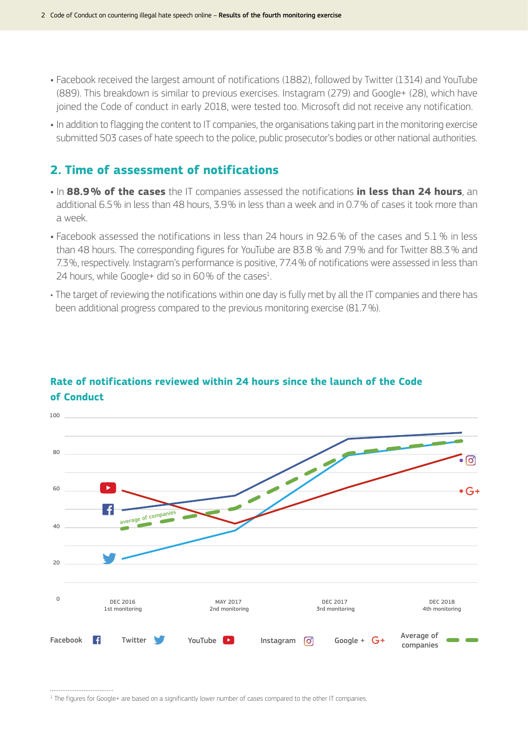- Facebook received the largest amount of notifications (1882), followed by Twitter (1314) and YouTube (889). This breakdown is similar to previous exercises. Instagram (279) and Google+ (28), which have joined the Code of conduct in early 2018, were tested too. Microsoft did not receive any notification.
- In addition to flagging the content to IT companies, the organisations taking part in the monitoring exercise submitted 503 cases of hate speech to the police, public prosecutor's bodies or other national authorities.

## 2. Time of assessment of notifications

- In **88.9% of the cases** the IT companies assessed the notifications **in less than 24 hours**, an additional 6.5% in less than 48 hours, 3.9% in less than a week and in 0.7% of cases it took more than a week.
- Facebook assessed the notifications in less than 24 hours in 92.6% of the cases and 5.1% in less than 48 hours. The corresponding figures for YouTube are 83.8% and 7.9% and for Twitter 88.3% and 7.3%, respectively. Instagram's performance is positive, 77.4% of notifications were assessed in less than 24 hours, while Google+ did so in 60% of the cases[1].
- The target of reviewing the notifications within one day is fully met by all the IT companies and there has been additional progress compared to the previous monitoring exercise (81.7%).

### Rate of notifications reviewed within 24 hours since the launch of the Code of Conduct

DEC 2016 1st monitoring · MAY 2017 2nd monitoring · DEC 2017 3rd monitoring · DEC 2018 4th monitoring

Facebook · Twitter · YouTube · Instagram · Google + · Average of companies

[1] The figures for Google+ are based on a significantly lower number of cases compared to the other IT companies.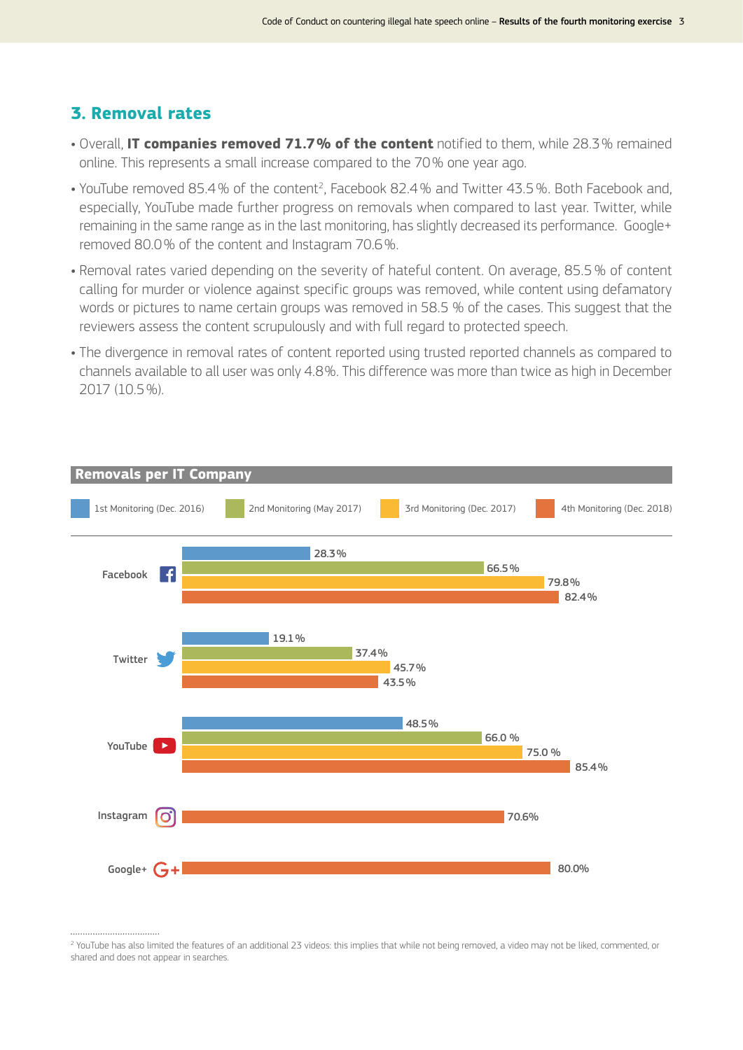## 3. Removal rates

- Overall, **IT companies removed 71.7% of the content** notified to them, while 28.3% remained online. This represents a small increase compared to the 70% one year ago.
- YouTube removed 85.4% of the content[2], Facebook 82.4% and Twitter 43.5%. Both Facebook and, especially, YouTube made further progress on removals when compared to last year. Twitter, while remaining in the same range as in the last monitoring, has slightly decreased its performance. Google+ removed 80.0% of the content and Instagram 70.6%.
- Removal rates varied depending on the severity of hateful content. On average, 85.5% of content calling for murder or violence against specific groups was removed, while content using defamatory words or pictures to name certain groups was removed in 58.5% of the cases. This suggest that the reviewers assess the content scrupulously and with full regard to protected speech.
- The divergence in removal rates of content reported using trusted reported channels as compared to channels available to all user was only 4.8%. This difference was more than twice as high in December 2017 (10.5%).

**Removals per IT Company**

| | 1st Monitoring (Dec. 2016) | 2nd Monitoring (May 2017) | 3rd Monitoring (Dec. 2017) | 4th Monitoring (Dec. 2018) |
|---|---|---|---|---|
| Facebook | 28.3% | 66.5% | 79.8% | 82.4% |
| Twitter | 19.1% | 37.4% | 45.7% | 43.5% |
| YouTube | 48.5% | 66.0 % | 75.0 % | 85.4% |
| Instagram | | | | 70.6% |
| Google+ | | | | 80.0% |

[2] YouTube has also limited the features of an additional 23 videos: this implies that while not being removed, a video may not be liked, commented, or shared and does not appear in searches.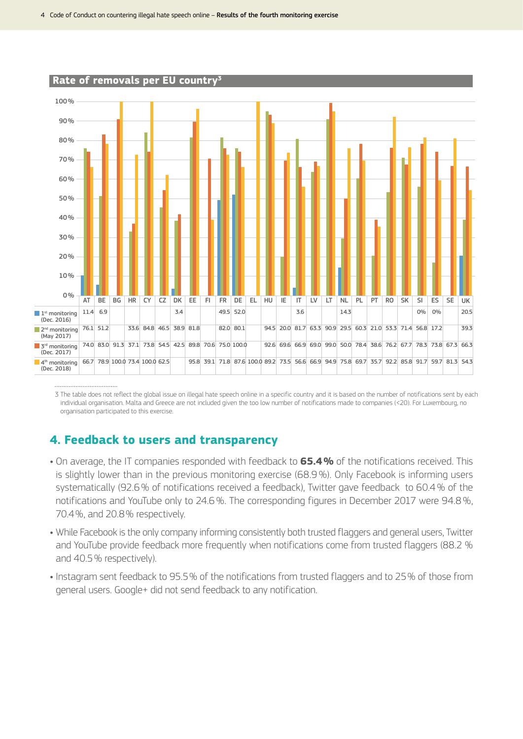## Rate of removals per EU country[3]

| | AT | BE | BG | HR | CY | CZ | DK | EE | FI | FR | DE | EL | HU | IE | IT | LV | LT | NL | PL | PT | RO | SK | SI | ES | SE | UK |
|---|---|---|---|---|---|---|---|---|---|---|---|---|---|---|---|---|---|---|---|---|---|---|---|---|---|---|
| 1st monitoring (Dec. 2016) | 11.4 | 6.9 | | | | | 3.4 | | | 49.5 | 52.0 | | | | 3.6 | | | 14.3 | | | | | 0% | 0% | | 20.5 |
| 2nd monitoring (May 2017) | 76.1 | 51.2 | | 33.6 | 84.8 | 46.5 | 38.9 | 81.8 | | 82.0 | 80.1 | | 94.5 | 20.0 | 81.7 | 63.3 | 90.9 | 29.5 | 60.3 | 21.0 | 53.3 | 71.4 | 56.8 | 17.2 | | 39.3 |
| 3rd monitoring (Dec. 2017) | 74.0 | 83.0 | 91.3 | 37.1 | 73.8 | 54.5 | 42.5 | 89.8 | 70.6 | 75.0 | 100.0 | | 92.6 | 69.6 | 66.9 | 69.0 | 99.0 | 50.0 | 78.4 | 38.6 | 76.2 | 67.7 | 78.3 | 73.8 | 67.3 | 66.3 |
| 4th monitoring (Dec. 2018) | 66.7 | 78.9 | 100.0 | 73.4 | 100.0 | 62.5 | | 95.8 | 39.1 | 71.8 | 87.6 | 100.0 | 89.2 | 73.5 | 56.6 | 66.9 | 94.9 | 75.8 | 69.7 | 35.7 | 92.2 | 85.8 | 91.7 | 59.7 | 81.3 | 54.3 |

3 The table does not reflect the global issue on illegal hate speech online in a specific country and it is based on the number of notifications sent by each individual organisation. Malta and Greece are not included given the too low number of notifications made to companies (<20). For Luxembourg, no organisation participated to this exercise.

## 4. Feedback to users and transparency

- On average, the IT companies responded with feedback to **65.4 %** of the notifications received. This is slightly lower than in the previous monitoring exercise (68.9 %). Only Facebook is informing users systematically (92.6 % of notifications received a feedback), Twitter gave feedback to 60.4 % of the notifications and YouTube only to 24.6 %. The corresponding figures in December 2017 were 94.8 %, 70.4 %, and 20.8 % respectively.
- While Facebook is the only company informing consistently both trusted flaggers and general users, Twitter and YouTube provide feedback more frequently when notifications come from trusted flaggers (88.2 % and 40.5 % respectively).
- Instagram sent feedback to 95.5 % of the notifications from trusted flaggers and to 25 % of those from general users. Google+ did not send feedback to any notification.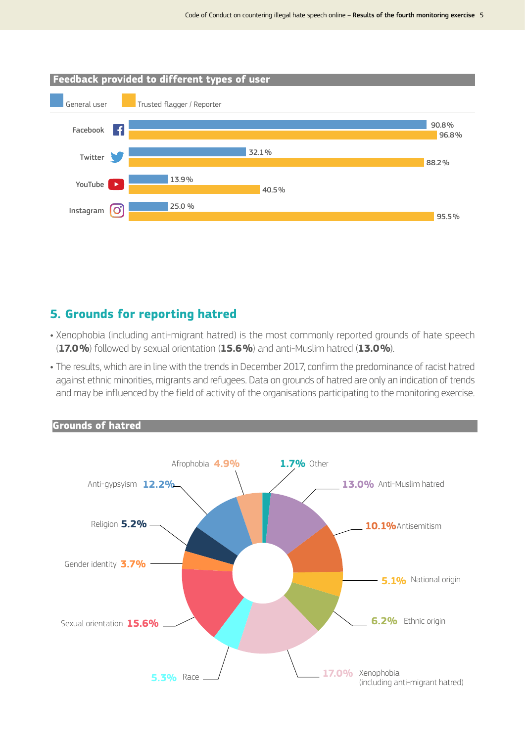**Feedback provided to different types of user**

| | General user | Trusted flagger / Reporter |
|---|---|---|
| Facebook | 90.8% | 96.8% |
| Twitter | 32.1% | 88.2% |
| YouTube | 13.9% | 40.5% |
| Instagram | 25.0 % | 95.5% |

## 5. Grounds for reporting hatred

- Xenophobia (including anti-migrant hatred) is the most commonly reported grounds of hate speech (**17.0%**) followed by sexual orientation (**15.6%**) and anti-Muslim hatred (**13.0%**).
- The results, which are in line with the trends in December 2017, confirm the predominance of racist hatred against ethnic minorities, migrants and refugees. Data on grounds of hatred are only an indication of trends and may be influenced by the field of activity of the organisations participating to the monitoring exercise.

**Grounds of hatred**

| Ground | Share |
|---|---|
| Other | 1.7% |
| Anti-Muslim hatred | 13.0% |
| Antisemitism | 10.1% |
| National origin | 5.1% |
| Ethnic origin | 6.2% |
| Xenophobia (including anti-migrant hatred) | 17.0% |
| Race | 5.3% |
| Sexual orientation | 15.6% |
| Gender identity | 3.7% |
| Religion | 5.2% |
| Anti-gypsyism | 12.2% |
| Afrophobia | 4.9% |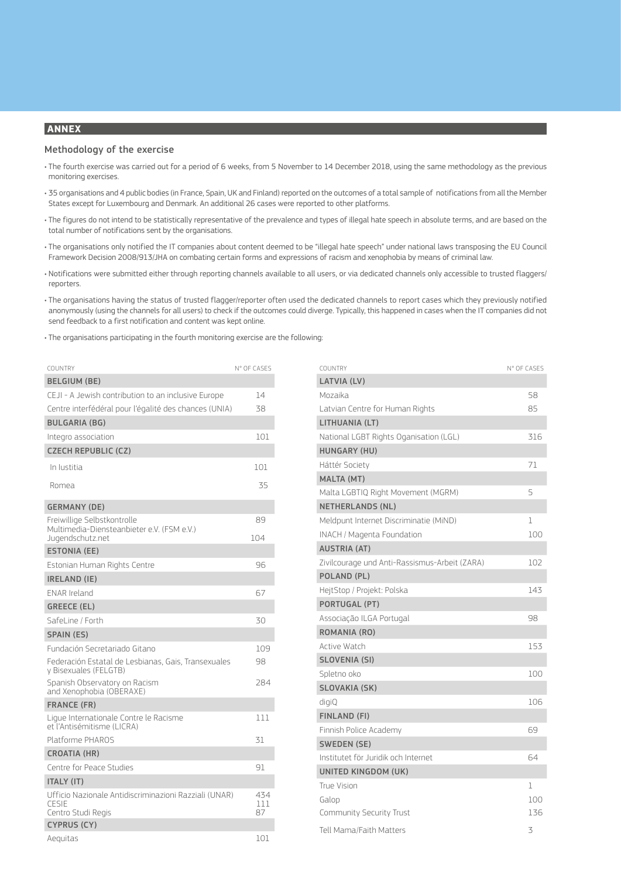## ANNEX

### Methodology of the exercise

- The fourth exercise was carried out for a period of 6 weeks, from 5 November to 14 December 2018, using the same methodology as the previous monitoring exercises.
- 35 organisations and 4 public bodies (in France, Spain, UK and Finland) reported on the outcomes of a total sample of notifications from all the Member States except for Luxembourg and Denmark. An additional 26 cases were reported to other platforms.
- The figures do not intend to be statistically representative of the prevalence and types of illegal hate speech in absolute terms, and are based on the total number of notifications sent by the organisations.
- The organisations only notified the IT companies about content deemed to be "illegal hate speech" under national laws transposing the EU Council Framework Decision 2008/913/JHA on combating certain forms and expressions of racism and xenophobia by means of criminal law.
- Notifications were submitted either through reporting channels available to all users, or via dedicated channels only accessible to trusted flaggers/ reporters.
- The organisations having the status of trusted flagger/reporter often used the dedicated channels to report cases which they previously notified anonymously (using the channels for all users) to check if the outcomes could diverge. Typically, this happened in cases when the IT companies did not send feedback to a first notification and content was kept online.
- The organisations participating in the fourth monitoring exercise are the following:

| COUNTRY | N° OF CASES |
|---|---|
| **BELGIUM (BE)** | |
| CEJI - A Jewish contribution to an inclusive Europe | 14 |
| Centre interfédéral pour l'égalité des chances (UNIA) | 38 |
| **BULGARIA (BG)** | |
| Integro association | 101 |
| **CZECH REPUBLIC (CZ)** | |
| In Iustitia | 101 |
| Romea | 35 |
| **GERMANY (DE)** | |
| Freiwillige Selbstkontrolle Multimedia-Diensteanbieter e.V. (FSM e.V.) | 89 |
| Jugendschutz.net | 104 |
| **ESTONIA (EE)** | |
| Estonian Human Rights Centre | 96 |
| **IRELAND (IE)** | |
| ENAR Ireland | 67 |
| **GREECE (EL)** | |
| SafeLine / Forth | 30 |
| **SPAIN (ES)** | |
| Fundación Secretariado Gitano | 109 |
| Federación Estatal de Lesbianas, Gais, Transexuales y Bisexuales (FELGTB) | 98 |
| Spanish Observatory on Racism and Xenophobia (OBERAXE) | 284 |
| **FRANCE (FR)** | |
| Ligue Internationale Contre le Racisme et l'Antisémitisme (LICRA) | 111 |
| Platforme PHAROS | 31 |
| **CROATIA (HR)** | |
| Centre for Peace Studies | 91 |
| **ITALY (IT)** | |
| Ufficio Nazionale Antidiscriminazioni Razziali (UNAR) | 434 |
| CESIE | 111 |
| Centro Studi Regis | 87 |
| **CYPRUS (CY)** | |
| Aequitas | 101 |

| COUNTRY | N° OF CASES |
|---|---|
| **LATVIA (LV)** | |
| Mozaika | 58 |
| Latvian Centre for Human Rights | 85 |
| **LITHUANIA (LT)** | |
| National LGBT Rights Oganisation (LGL) | 316 |
| **HUNGARY (HU)** | |
| Háttér Society | 71 |
| **MALTA (MT)** | |
| Malta LGBTIQ Right Movement (MGRM) | 5 |
| **NETHERLANDS (NL)** | |
| Meldpunt Internet Discriminatie (MiND) | 1 |
| INACH / Magenta Foundation | 100 |
| **AUSTRIA (AT)** | |
| Zivilcourage und Anti-Rassismus-Arbeit (ZARA) | 102 |
| **POLAND (PL)** | |
| HejtStop / Projekt: Polska | 143 |
| **PORTUGAL (PT)** | |
| Associação ILGA Portugal | 98 |
| **ROMANIA (RO)** | |
| Active Watch | 153 |
| **SLOVENIA (SI)** | |
| Spletno oko | 100 |
| **SLOVAKIA (SK)** | |
| digiQ | 106 |
| **FINLAND (FI)** | |
| Finnish Police Academy | 69 |
| **SWEDEN (SE)** | |
| Institutet för Juridik och Internet | 64 |
| **UNITED KINGDOM (UK)** | |
| True Vision | 1 |
| Galop | 100 |
| Community Security Trust | 136 |
| Tell Mama/Faith Matters | 3 |